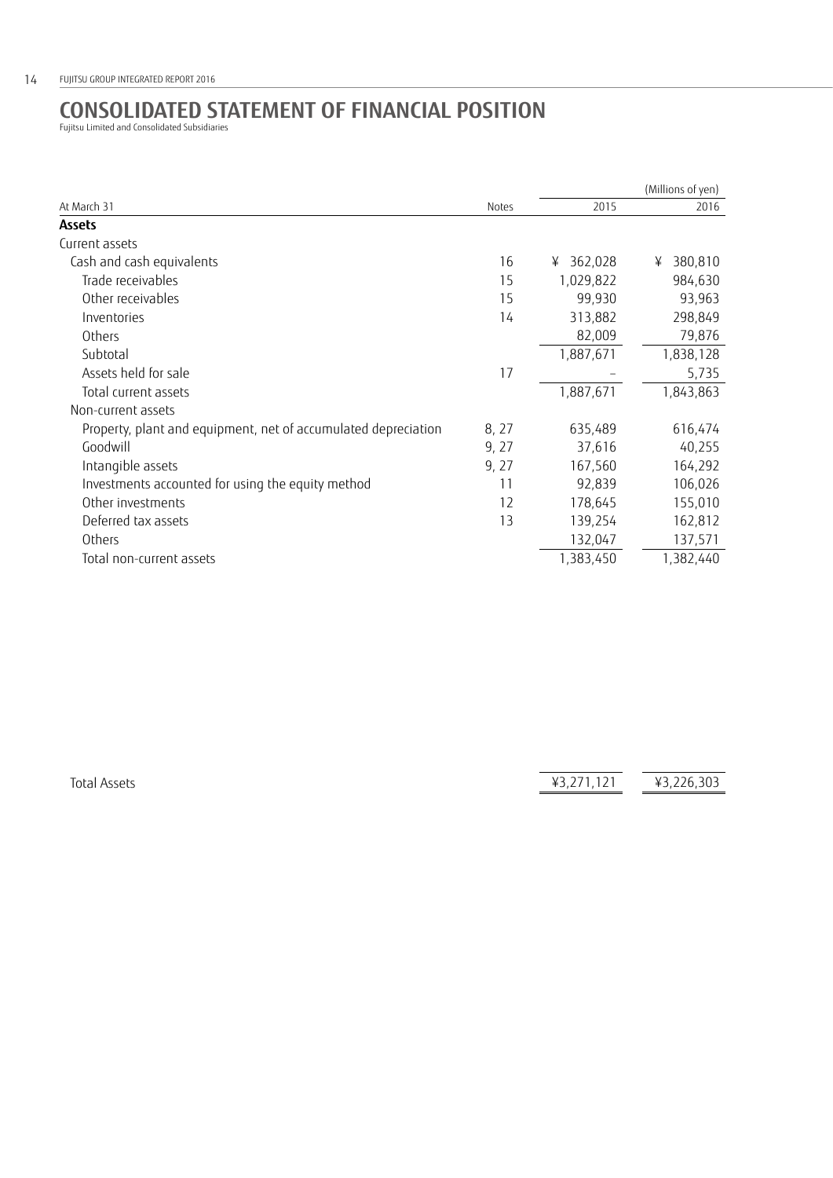# CONSOLIDATED STATEMENT OF FINANCIAL POSITION

Fujitsu Limited and Consolidated Subsidiaries

| | | | (Millions of yen) |
|---|---|---|---|
| At March 31 | Notes | 2015 | 2016 |
| **Assets** | | | |
| Current assets | | | |
| Cash and cash equivalents | 16 | ¥ 362,028 | ¥ 380,810 |
| Trade receivables | 15 | 1,029,822 | 984,630 |
| Other receivables | 15 | 99,930 | 93,963 |
| Inventories | 14 | 313,882 | 298,849 |
| Others | | 82,009 | 79,876 |
| Subtotal | | 1,887,671 | 1,838,128 |
| Assets held for sale | 17 | – | 5,735 |
| Total current assets | | 1,887,671 | 1,843,863 |
| Non-current assets | | | |
| Property, plant and equipment, net of accumulated depreciation | 8, 27 | 635,489 | 616,474 |
| Goodwill | 9, 27 | 37,616 | 40,255 |
| Intangible assets | 9, 27 | 167,560 | 164,292 |
| Investments accounted for using the equity method | 11 | 92,839 | 106,026 |
| Other investments | 12 | 178,645 | 155,010 |
| Deferred tax assets | 13 | 139,254 | 162,812 |
| Others | | 132,047 | 137,571 |
| Total non-current assets | | 1,383,450 | 1,382,440 |
| Total Assets | | ¥3,271,121 | ¥3,226,303 |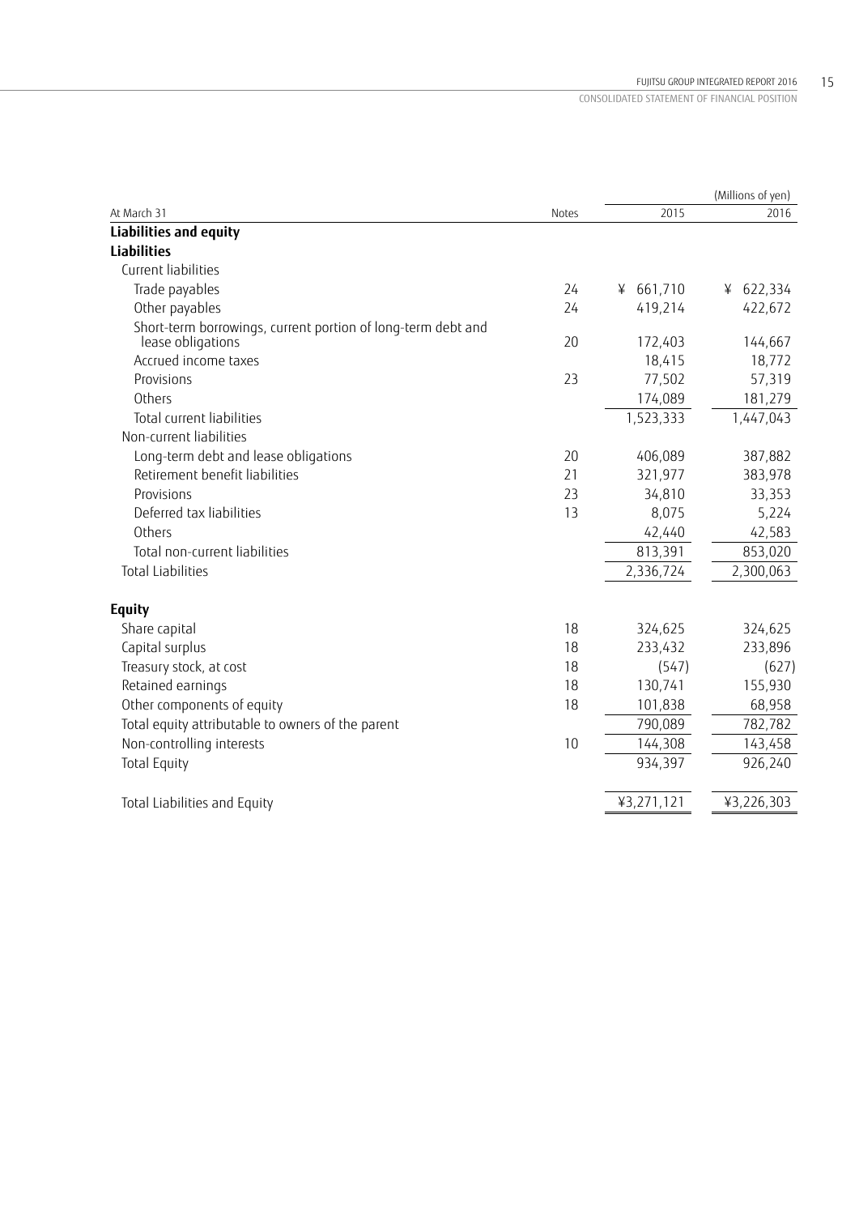| At March 31 | Notes | 2015 | 2016 |
|---|---|---|---|
| | | (Millions of yen) | |
| **Liabilities and equity** | | | |
| **Liabilities** | | | |
| Current liabilities | | | |
| Trade payables | 24 | ¥ 661,710 | ¥ 622,334 |
| Other payables | 24 | 419,214 | 422,672 |
| Short-term borrowings, current portion of long-term debt and lease obligations | 20 | 172,403 | 144,667 |
| Accrued income taxes | | 18,415 | 18,772 |
| Provisions | 23 | 77,502 | 57,319 |
| Others | | 174,089 | 181,279 |
| Total current liabilities | | 1,523,333 | 1,447,043 |
| Non-current liabilities | | | |
| Long-term debt and lease obligations | 20 | 406,089 | 387,882 |
| Retirement benefit liabilities | 21 | 321,977 | 383,978 |
| Provisions | 23 | 34,810 | 33,353 |
| Deferred tax liabilities | 13 | 8,075 | 5,224 |
| Others | | 42,440 | 42,583 |
| Total non-current liabilities | | 813,391 | 853,020 |
| Total Liabilities | | 2,336,724 | 2,300,063 |
| **Equity** | | | |
| Share capital | 18 | 324,625 | 324,625 |
| Capital surplus | 18 | 233,432 | 233,896 |
| Treasury stock, at cost | 18 | (547) | (627) |
| Retained earnings | 18 | 130,741 | 155,930 |
| Other components of equity | 18 | 101,838 | 68,958 |
| Total equity attributable to owners of the parent | | 790,089 | 782,782 |
| Non-controlling interests | 10 | 144,308 | 143,458 |
| Total Equity | | 934,397 | 926,240 |
| Total Liabilities and Equity | | ¥3,271,121 | ¥3,226,303 |